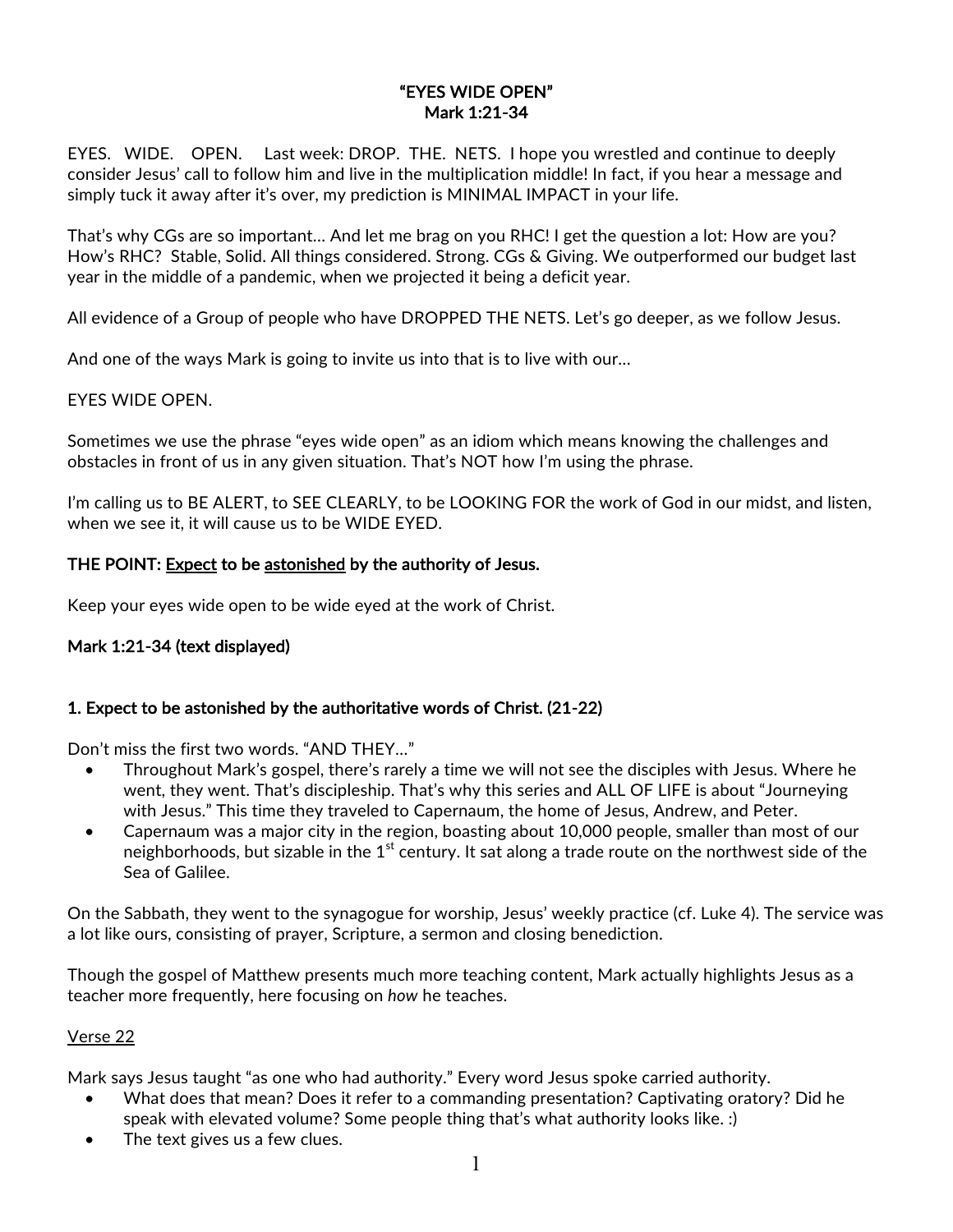# "EYES WIDE OPEN"
## Mark 1:21-34

EYES. WIDE. OPEN. Last week: DROP. THE. NETS. I hope you wrestled and continue to deeply consider Jesus' call to follow him and live in the multiplication middle! In fact, if you hear a message and simply tuck it away after it's over, my prediction is MINIMAL IMPACT in your life.

That's why CGs are so important… And let me brag on you RHC! I get the question a lot: How are you? How's RHC? Stable, Solid. All things considered. Strong. CGs & Giving. We outperformed our budget last year in the middle of a pandemic, when we projected it being a deficit year.

All evidence of a Group of people who have DROPPED THE NETS. Let's go deeper, as we follow Jesus.

And one of the ways Mark is going to invite us into that is to live with our…

EYES WIDE OPEN.

Sometimes we use the phrase "eyes wide open" as an idiom which means knowing the challenges and obstacles in front of us in any given situation. That's NOT how I'm using the phrase.

I'm calling us to BE ALERT, to SEE CLEARLY, to be LOOKING FOR the work of God in our midst, and listen, when we see it, it will cause us to be WIDE EYED.

**THE POINT: <u>Expect</u> to be <u>astonished</u> by the authority of Jesus.**

Keep your eyes wide open to be wide eyed at the work of Christ.

**Mark 1:21-34 (text displayed)**

**1. Expect to be astonished by the authoritative words of Christ. (21-22)**

Don't miss the first two words. "AND THEY…"

- Throughout Mark's gospel, there's rarely a time we will not see the disciples with Jesus. Where he went, they went. That's discipleship. That's why this series and ALL OF LIFE is about "Journeying with Jesus." This time they traveled to Capernaum, the home of Jesus, Andrew, and Peter.
- Capernaum was a major city in the region, boasting about 10,000 people, smaller than most of our neighborhoods, but sizable in the 1st century. It sat along a trade route on the northwest side of the Sea of Galilee.

On the Sabbath, they went to the synagogue for worship, Jesus' weekly practice (cf. Luke 4). The service was a lot like ours, consisting of prayer, Scripture, a sermon and closing benediction.

Though the gospel of Matthew presents much more teaching content, Mark actually highlights Jesus as a teacher more frequently, here focusing on *how* he teaches.

<u>Verse 22</u>

Mark says Jesus taught "as one who had authority." Every word Jesus spoke carried authority.

- What does that mean? Does it refer to a commanding presentation? Captivating oratory? Did he speak with elevated volume? Some people thing that's what authority looks like. :)
- The text gives us a few clues.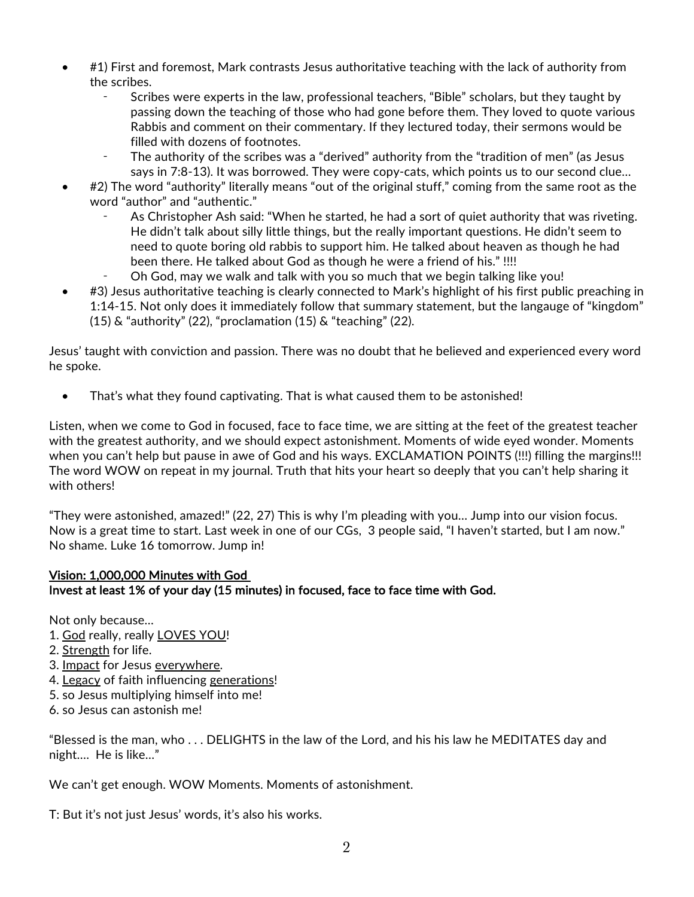- #1) First and foremost, Mark contrasts Jesus authoritative teaching with the lack of authority from the scribes.
    - Scribes were experts in the law, professional teachers, "Bible" scholars, but they taught by passing down the teaching of those who had gone before them. They loved to quote various Rabbis and comment on their commentary. If they lectured today, their sermons would be filled with dozens of footnotes.
    - The authority of the scribes was a "derived" authority from the "tradition of men" (as Jesus says in 7:8-13). It was borrowed. They were copy-cats, which points us to our second clue…
- #2) The word "authority" literally means "out of the original stuff," coming from the same root as the word "author" and "authentic."
    - As Christopher Ash said: "When he started, he had a sort of quiet authority that was riveting. He didn't talk about silly little things, but the really important questions. He didn't seem to need to quote boring old rabbis to support him. He talked about heaven as though he had been there. He talked about God as though he were a friend of his." !!!!
    - Oh God, may we walk and talk with you so much that we begin talking like you!
- #3) Jesus authoritative teaching is clearly connected to Mark's highlight of his first public preaching in 1:14-15. Not only does it immediately follow that summary statement, but the langauge of "kingdom" (15) & "authority" (22), "proclamation (15) & "teaching" (22).

Jesus' taught with conviction and passion. There was no doubt that he believed and experienced every word he spoke.

- That's what they found captivating. That is what caused them to be astonished!

Listen, when we come to God in focused, face to face time, we are sitting at the feet of the greatest teacher with the greatest authority, and we should expect astonishment. Moments of wide eyed wonder. Moments when you can't help but pause in awe of God and his ways. EXCLAMATION POINTS (!!!) filling the margins!!! The word WOW on repeat in my journal. Truth that hits your heart so deeply that you can't help sharing it with others!

"They were astonished, amazed!" (22, 27) This is why I'm pleading with you… Jump into our vision focus. Now is a great time to start. Last week in one of our CGs, 3 people said, "I haven't started, but I am now." No shame. Luke 16 tomorrow. Jump in!

**<u>Vision: 1,000,000 Minutes with God</u>**
**Invest at least 1% of your day (15 minutes) in focused, face to face time with God.**

Not only because…
1. <u>God</u> really, really <u>LOVES YOU</u>!
2. <u>Strength</u> for life.
3. <u>Impact</u> for Jesus <u>everywhere</u>.
4. <u>Legacy</u> of faith influencing <u>generations</u>!
5. so Jesus multiplying himself into me!
6. so Jesus can astonish me!

"Blessed is the man, who . . . DELIGHTS in the law of the Lord, and his his law he MEDITATES day and night…. He is like…"

We can't get enough. WOW Moments. Moments of astonishment.

T: But it's not just Jesus' words, it's also his works.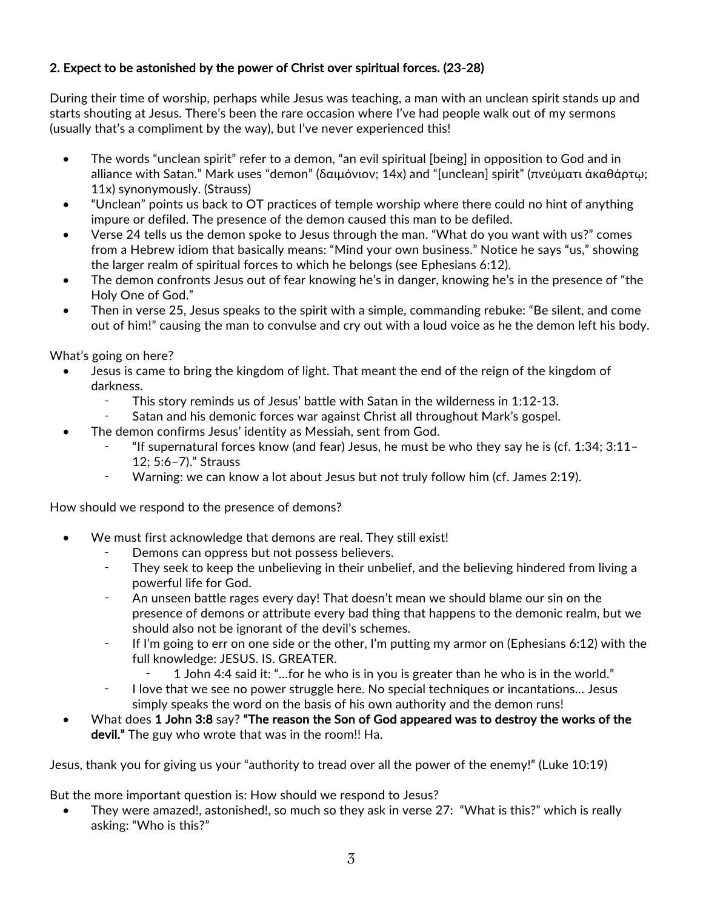**2. Expect to be astonished by the power of Christ over spiritual forces. (23-28)**

During their time of worship, perhaps while Jesus was teaching, a man with an unclean spirit stands up and starts shouting at Jesus. There's been the rare occasion where I've had people walk out of my sermons (usually that's a compliment by the way), but I've never experienced this!

- The words "unclean spirit" refer to a demon, "an evil spiritual [being] in opposition to God and in alliance with Satan." Mark uses "demon" (δαιμόνιον; 14x) and "[unclean] spirit" (πνεύματι ἀκαθάρτῳ; 11x) synonymously. (Strauss)
- "Unclean" points us back to OT practices of temple worship where there could no hint of anything impure or defiled. The presence of the demon caused this man to be defiled.
- Verse 24 tells us the demon spoke to Jesus through the man. "What do you want with us?" comes from a Hebrew idiom that basically means: "Mind your own business." Notice he says "us," showing the larger realm of spiritual forces to which he belongs (see Ephesians 6:12).
- The demon confronts Jesus out of fear knowing he's in danger, knowing he's in the presence of "the Holy One of God."
- Then in verse 25, Jesus speaks to the spirit with a simple, commanding rebuke: "Be silent, and come out of him!" causing the man to convulse and cry out with a loud voice as he the demon left his body.

What's going on here?

- Jesus is came to bring the kingdom of light. That meant the end of the reign of the kingdom of darkness.
  - This story reminds us of Jesus' battle with Satan in the wilderness in 1:12-13.
  - Satan and his demonic forces war against Christ all throughout Mark's gospel.
- The demon confirms Jesus' identity as Messiah, sent from God.
  - "If supernatural forces know (and fear) Jesus, he must be who they say he is (cf. 1:34; 3:11–12; 5:6–7)." Strauss
  - Warning: we can know a lot about Jesus but not truly follow him (cf. James 2:19).

How should we respond to the presence of demons?

- We must first acknowledge that demons are real. They still exist!
  - Demons can oppress but not possess believers.
  - They seek to keep the unbelieving in their unbelief, and the believing hindered from living a powerful life for God.
  - An unseen battle rages every day! That doesn't mean we should blame our sin on the presence of demons or attribute every bad thing that happens to the demonic realm, but we should also not be ignorant of the devil's schemes.
  - If I'm going to err on one side or the other, I'm putting my armor on (Ephesians 6:12) with the full knowledge: JESUS. IS. GREATER.
    - 1 John 4:4 said it: "…for he who is in you is greater than he who is in the world."
  - I love that we see no power struggle here. No special techniques or incantations… Jesus simply speaks the word on the basis of his own authority and the demon runs!
- What does **1 John 3:8** say? **"The reason the Son of God appeared was to destroy the works of the devil."** The guy who wrote that was in the room!! Ha.

Jesus, thank you for giving us your "authority to tread over all the power of the enemy!" (Luke 10:19)

But the more important question is: How should we respond to Jesus?

- They were amazed!, astonished!, so much so they ask in verse 27: "What is this?" which is really asking: "Who is this?"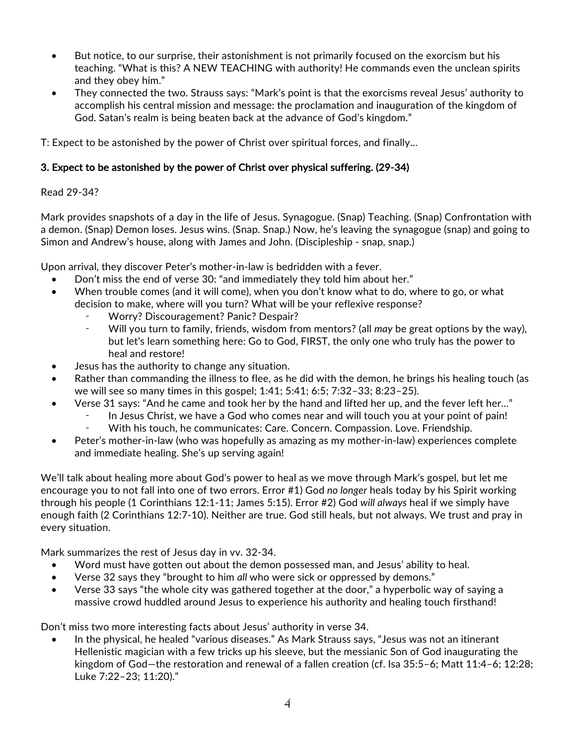- But notice, to our surprise, their astonishment is not primarily focused on the exorcism but his teaching. "What is this? A NEW TEACHING with authority! He commands even the unclean spirits and they obey him."
- They connected the two. Strauss says: "Mark's point is that the exorcisms reveal Jesus' authority to accomplish his central mission and message: the proclamation and inauguration of the kingdom of God. Satan's realm is being beaten back at the advance of God's kingdom."

T: Expect to be astonished by the power of Christ over spiritual forces, and finally…

**3. Expect to be astonished by the power of Christ over physical suffering. (29-34)**

Read 29-34?

Mark provides snapshots of a day in the life of Jesus. Synagogue. (Snap) Teaching. (Snap) Confrontation with a demon. (Snap) Demon loses. Jesus wins. (Snap. Snap.) Now, he's leaving the synagogue (snap) and going to Simon and Andrew's house, along with James and John. (Discipleship - snap, snap.)

Upon arrival, they discover Peter's mother-in-law is bedridden with a fever.

- Don't miss the end of verse 30: "and immediately they told him about her."
- When trouble comes (and it will come), when you don't know what to do, where to go, or what decision to make, where will you turn? What will be your reflexive response?
  - Worry? Discouragement? Panic? Despair?
  - Will you turn to family, friends, wisdom from mentors? (all *may* be great options by the way), but let's learn something here: Go to God, FIRST, the only one who truly has the power to heal and restore!
- Jesus has the authority to change any situation.
- Rather than commanding the illness to flee, as he did with the demon, he brings his healing touch (as we will see so many times in this gospel; 1:41; 5:41; 6:5; 7:32–33; 8:23–25).
- Verse 31 says: "And he came and took her by the hand and lifted her up, and the fever left her…"
  - In Jesus Christ, we have a God who comes near and will touch you at your point of pain!
  - With his touch, he communicates: Care. Concern. Compassion. Love. Friendship.
- Peter's mother-in-law (who was hopefully as amazing as my mother-in-law) experiences complete and immediate healing. She's up serving again!

We'll talk about healing more about God's power to heal as we move through Mark's gospel, but let me encourage you to not fall into one of two errors. Error #1) God *no longer* heals today by his Spirit working through his people (1 Corinthians 12:1-11; James 5:15). Error #2) God *will always* heal if we simply have enough faith (2 Corinthians 12:7-10). Neither are true. God still heals, but not always. We trust and pray in every situation.

Mark summarizes the rest of Jesus day in vv. 32-34.

- Word must have gotten out about the demon possessed man, and Jesus' ability to heal.
- Verse 32 says they "brought to him *all* who were sick or oppressed by demons."
- Verse 33 says "the whole city was gathered together at the door," a hyperbolic way of saying a massive crowd huddled around Jesus to experience his authority and healing touch firsthand!

Don't miss two more interesting facts about Jesus' authority in verse 34.

- In the physical, he healed "various diseases." As Mark Strauss says, "Jesus was not an itinerant Hellenistic magician with a few tricks up his sleeve, but the messianic Son of God inaugurating the kingdom of God—the restoration and renewal of a fallen creation (cf. Isa 35:5–6; Matt 11:4–6; 12:28; Luke 7:22–23; 11:20)."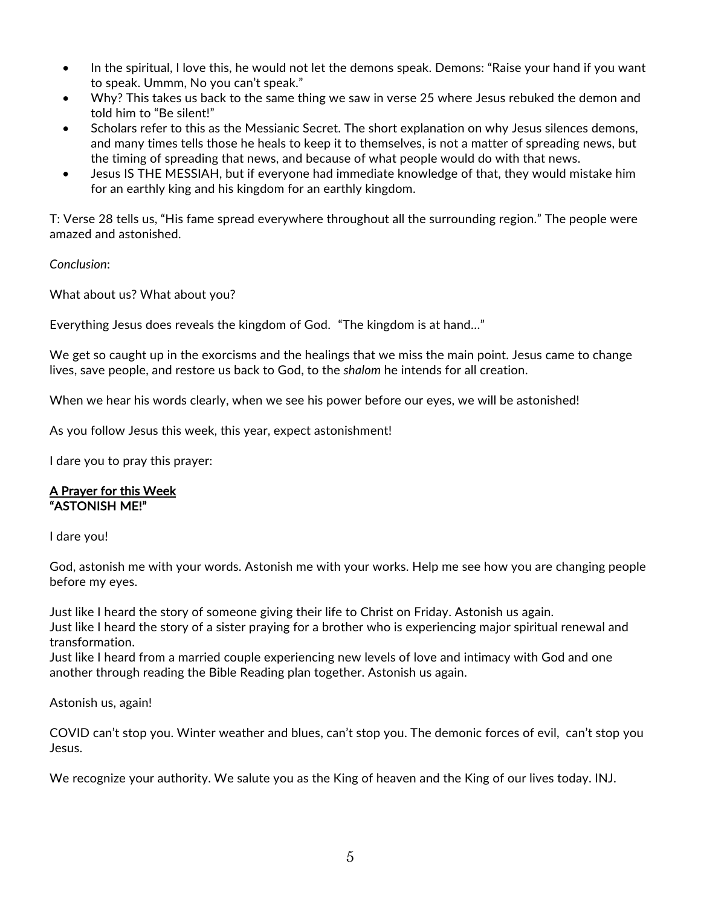- In the spiritual, I love this, he would not let the demons speak. Demons: "Raise your hand if you want to speak. Ummm, No you can't speak."
- Why? This takes us back to the same thing we saw in verse 25 where Jesus rebuked the demon and told him to "Be silent!"
- Scholars refer to this as the Messianic Secret. The short explanation on why Jesus silences demons, and many times tells those he heals to keep it to themselves, is not a matter of spreading news, but the timing of spreading that news, and because of what people would do with that news.
- Jesus IS THE MESSIAH, but if everyone had immediate knowledge of that, they would mistake him for an earthly king and his kingdom for an earthly kingdom.

T: Verse 28 tells us, "His fame spread everywhere throughout all the surrounding region." The people were amazed and astonished.

*Conclusion*:

What about us? What about you?

Everything Jesus does reveals the kingdom of God. "The kingdom is at hand…"

We get so caught up in the exorcisms and the healings that we miss the main point. Jesus came to change lives, save people, and restore us back to God, to the *shalom* he intends for all creation.

When we hear his words clearly, when we see his power before our eyes, we will be astonished!

As you follow Jesus this week, this year, expect astonishment!

I dare you to pray this prayer:

**<u>A Prayer for this Week</u>**
**"ASTONISH ME!"**

I dare you!

God, astonish me with your words. Astonish me with your works. Help me see how you are changing people before my eyes.

Just like I heard the story of someone giving their life to Christ on Friday. Astonish us again.
Just like I heard the story of a sister praying for a brother who is experiencing major spiritual renewal and transformation.
Just like I heard from a married couple experiencing new levels of love and intimacy with God and one another through reading the Bible Reading plan together. Astonish us again.

Astonish us, again!

COVID can't stop you. Winter weather and blues, can't stop you. The demonic forces of evil, can't stop you Jesus.

We recognize your authority. We salute you as the King of heaven and the King of our lives today. INJ.